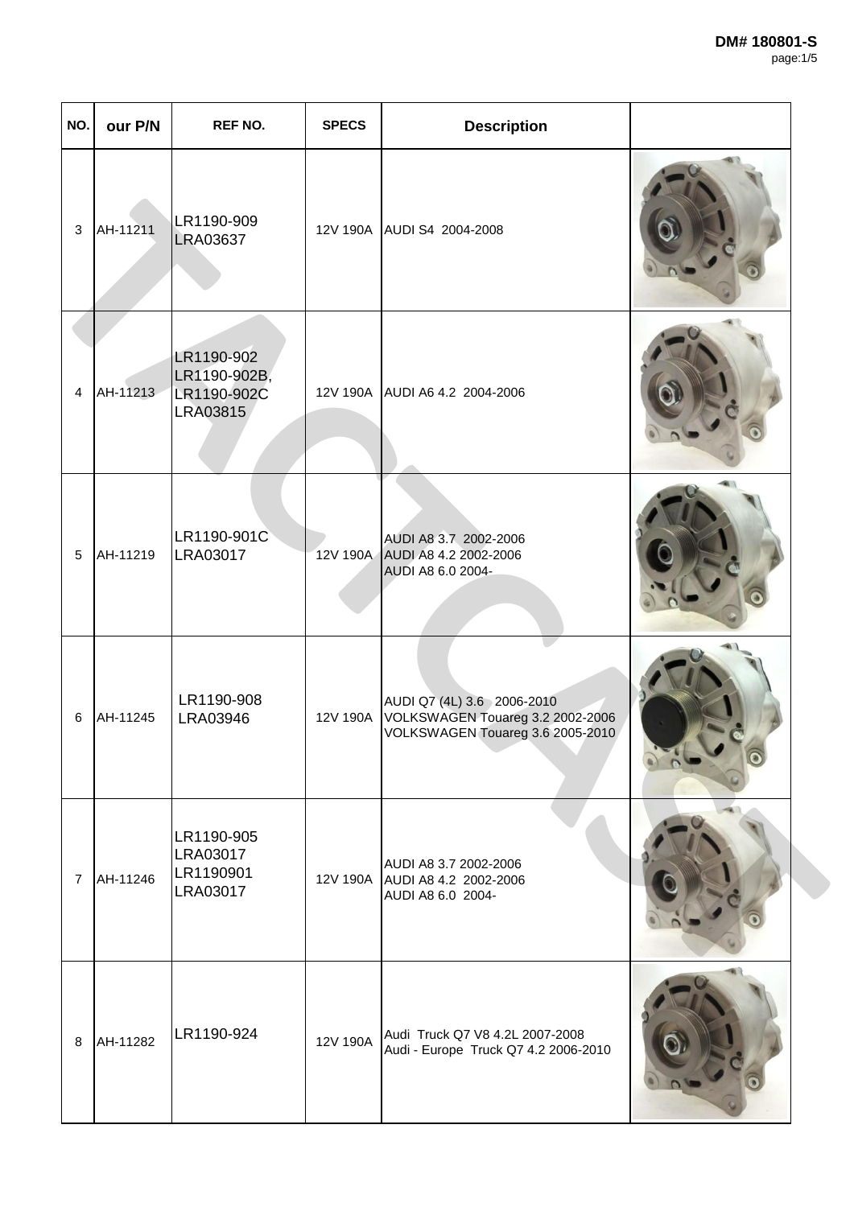**DM# 180801-S**

| NO. | our P/N | REF NO. | SPECS | Description | |
|---|---|---|---|---|---|
| 3 | AH-11211 | LR1190-909<br>LRA03637 | 12V 190A | AUDI S4 2004-2008 | |
| 4 | AH-11213 | LR1190-902<br>LR1190-902B,<br>LR1190-902C<br>LRA03815 | 12V 190A | AUDI A6 4.2 2004-2006 | |
| 5 | AH-11219 | LR1190-901C<br>LRA03017 | 12V 190A | AUDI A8 3.7 2002-2006<br>AUDI A8 4.2 2002-2006<br>AUDI A8 6.0 2004- | |
| 6 | AH-11245 | LR1190-908<br>LRA03946 | 12V 190A | AUDI Q7 (4L) 3.6 2006-2010<br>VOLKSWAGEN Touareg 3.2 2002-2006<br>VOLKSWAGEN Touareg 3.6 2005-2010 | |
| 7 | AH-11246 | LR1190-905<br>LRA03017<br>LR1190901<br>LRA03017 | 12V 190A | AUDI A8 3.7 2002-2006<br>AUDI A8 4.2 2002-2006<br>AUDI A8 6.0 2004- | |
| 8 | AH-11282 | LR1190-924 | 12V 190A | Audi Truck Q7 V8 4.2L 2007-2008<br>Audi - Europe Truck Q7 4.2 2006-2010 | |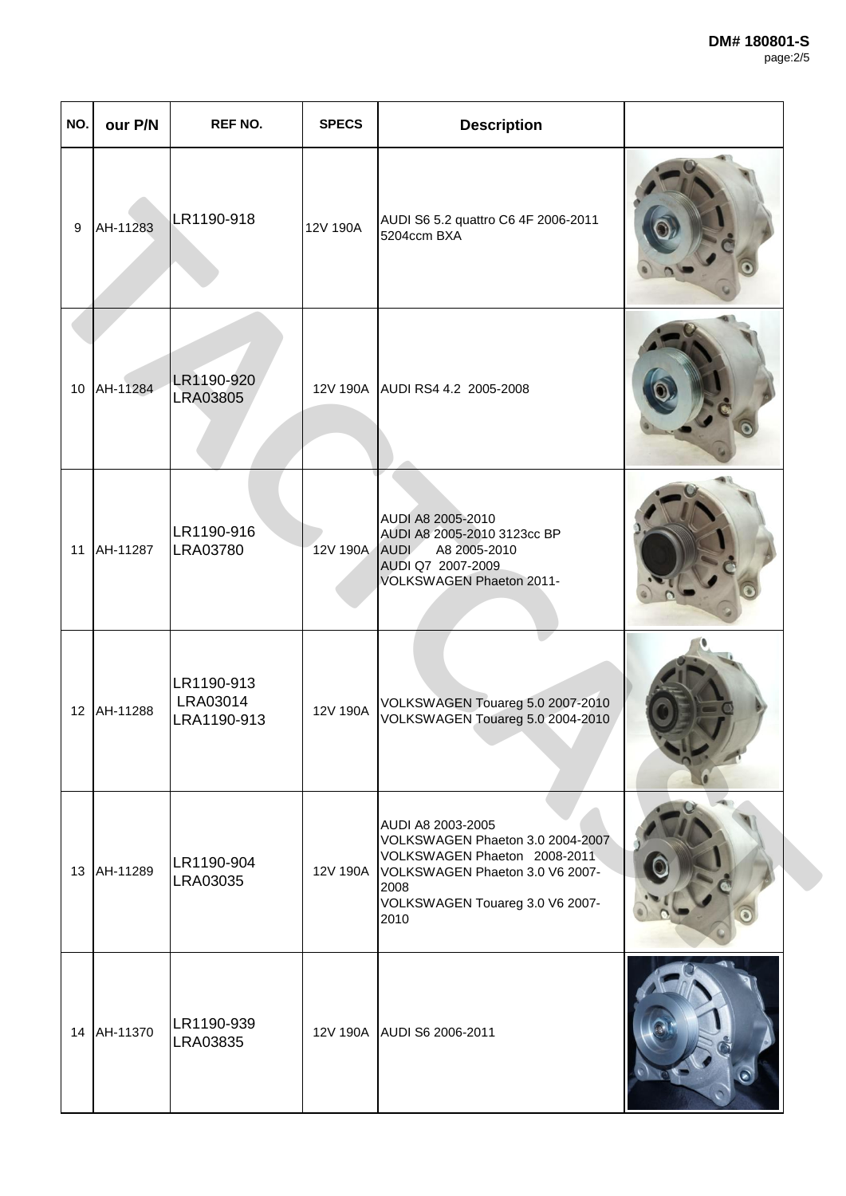DM# 180801-S

| NO. | our P/N | REF NO. | SPECS | Description | |
|---|---|---|---|---|---|
| 9 | AH-11283 | LR1190-918 | 12V 190A | AUDI S6 5.2 quattro C6 4F 2006-2011 5204ccm BXA | |
| 10 | AH-11284 | LR1190-920<br>LRA03805 | 12V 190A | AUDI RS4 4.2 2005-2008 | |
| 11 | AH-11287 | LR1190-916<br>LRA03780 | 12V 190A | AUDI A8 2005-2010<br>AUDI A8 2005-2010 3123cc BP<br>AUDI A8 2005-2010<br>AUDI Q7 2007-2009<br>VOLKSWAGEN Phaeton 2011- | |
| 12 | AH-11288 | LR1190-913<br>LRA03014<br>LRA1190-913 | 12V 190A | VOLKSWAGEN Touareg 5.0 2007-2010<br>VOLKSWAGEN Touareg 5.0 2004-2010 | |
| 13 | AH-11289 | LR1190-904<br>LRA03035 | 12V 190A | AUDI A8 2003-2005<br>VOLKSWAGEN Phaeton 3.0 2004-2007<br>VOLKSWAGEN Phaeton 2008-2011<br>VOLKSWAGEN Phaeton 3.0 V6 2007-2008<br>VOLKSWAGEN Touareg 3.0 V6 2007-2010 | |
| 14 | AH-11370 | LR1190-939<br>LRA03835 | 12V 190A | AUDI S6 2006-2011 | |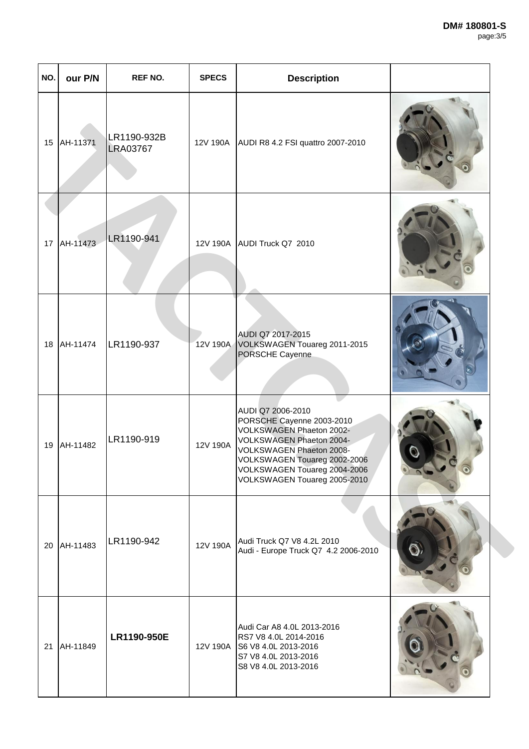| NO. | our P/N | REF NO. | SPECS | Description | |
|---|---|---|---|---|---|
| 15 | AH-11371 | LR1190-932B<br>LRA03767 | 12V 190A | AUDI R8 4.2 FSI quattro 2007-2010 | |
| 17 | AH-11473 | LR1190-941 | 12V 190A | AUDI Truck Q7 2010 | |
| 18 | AH-11474 | LR1190-937 | 12V 190A | AUDI Q7 2017-2015<br>VOLKSWAGEN Touareg 2011-2015<br>PORSCHE Cayenne | |
| 19 | AH-11482 | LR1190-919 | 12V 190A | AUDI Q7 2006-2010<br>PORSCHE Cayenne 2003-2010<br>VOLKSWAGEN Phaeton 2002-<br>VOLKSWAGEN Phaeton 2004-<br>VOLKSWAGEN Phaeton 2008-<br>VOLKSWAGEN Touareg 2002-2006<br>VOLKSWAGEN Touareg 2004-2006<br>VOLKSWAGEN Touareg 2005-2010 | |
| 20 | AH-11483 | LR1190-942 | 12V 190A | Audi Truck Q7 V8 4.2L 2010<br>Audi - Europe Truck Q7 4.2 2006-2010 | |
| 21 | AH-11849 | **LR1190-950E** | 12V 190A | Audi Car A8 4.0L 2013-2016<br>RS7 V8 4.0L 2014-2016<br>S6 V8 4.0L 2013-2016<br>S7 V8 4.0L 2013-2016<br>S8 V8 4.0L 2013-2016 | |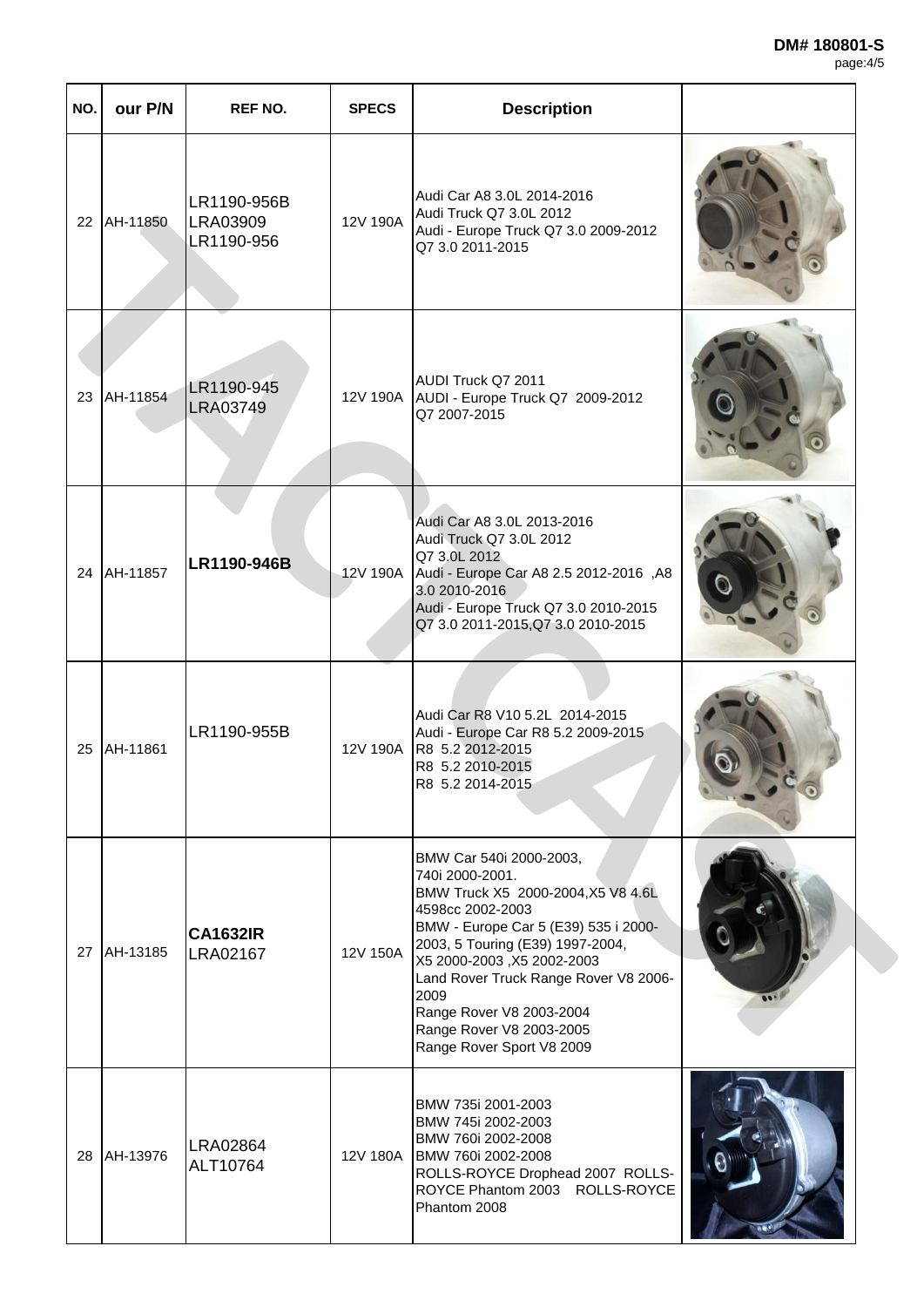DM# 180801-S

| NO. | our P/N | REF NO. | SPECS | Description | |
|---|---|---|---|---|---|
| 22 | AH-11850 | LR1190-956B<br>LRA03909<br>LR1190-956 | 12V 190A | Audi Car A8 3.0L 2014-2016<br>Audi Truck Q7 3.0L 2012<br>Audi - Europe Truck Q7 3.0 2009-2012<br>Q7 3.0 2011-2015 | |
| 23 | AH-11854 | LR1190-945<br>LRA03749 | 12V 190A | AUDI Truck Q7 2011<br>AUDI - Europe Truck Q7 2009-2012<br>Q7 2007-2015 | |
| 24 | AH-11857 | **LR1190-946B** | 12V 190A | Audi Car A8 3.0L 2013-2016<br>Audi Truck Q7 3.0L 2012<br>Q7 3.0L 2012<br>Audi - Europe Car A8 2.5 2012-2016 ,A8 3.0 2010-2016<br>Audi - Europe Truck Q7 3.0 2010-2015<br>Q7 3.0 2011-2015,Q7 3.0 2010-2015 | |
| 25 | AH-11861 | LR1190-955B | 12V 190A | Audi Car R8 V10 5.2L 2014-2015<br>Audi - Europe Car R8 5.2 2009-2015<br>R8 5.2 2012-2015<br>R8 5.2 2010-2015<br>R8 5.2 2014-2015 | |
| 27 | AH-13185 | **CA1632IR**<br>LRA02167 | 12V 150A | BMW Car 540i 2000-2003,<br>740i 2000-2001.<br>BMW Truck X5 2000-2004,X5 V8 4.6L 4598cc 2002-2003<br>BMW - Europe Car 5 (E39) 535 i 2000-2003, 5 Touring (E39) 1997-2004,<br>X5 2000-2003 ,X5 2002-2003<br>Land Rover Truck Range Rover V8 2006-2009<br>Range Rover V8 2003-2004<br>Range Rover V8 2003-2005<br>Range Rover Sport V8 2009 | |
| 28 | AH-13976 | LRA02864<br>ALT10764 | 12V 180A | BMW 735i 2001-2003<br>BMW 745i 2002-2003<br>BMW 760i 2002-2008<br>BMW 760i 2002-2008<br>ROLLS-ROYCE Drophead 2007 ROLLS-ROYCE Phantom 2003 ROLLS-ROYCE Phantom 2008 | |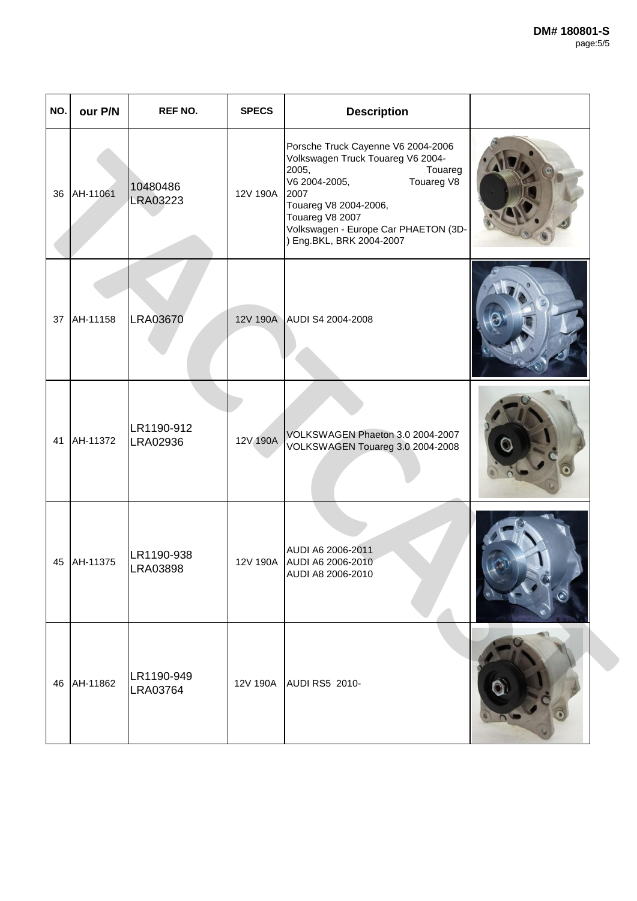| NO. | our P/N | REF NO. | SPECS | Description | |
|---|---|---|---|---|---|
| 36 | AH-11061 | 10480486<br>LRA03223 | 12V 190A | Porsche Truck Cayenne V6 2004-2006<br>Volkswagen Truck Touareg V6 2004-2005, Touareg V6 2004-2005, Touareg V8 2007<br>Touareg V8 2004-2006,<br>Touareg V8 2007<br>Volkswagen - Europe Car PHAETON (3D-) Eng.BKL, BRK 2004-2007 | |
| 37 | AH-11158 | LRA03670 | 12V 190A | AUDI S4 2004-2008 | |
| 41 | AH-11372 | LR1190-912<br>LRA02936 | 12V 190A | VOLKSWAGEN Phaeton 3.0 2004-2007<br>VOLKSWAGEN Touareg 3.0 2004-2008 | |
| 45 | AH-11375 | LR1190-938<br>LRA03898 | 12V 190A | AUDI A6 2006-2011<br>AUDI A6 2006-2010<br>AUDI A8 2006-2010 | |
| 46 | AH-11862 | LR1190-949<br>LRA03764 | 12V 190A | AUDI RS5 2010- | |